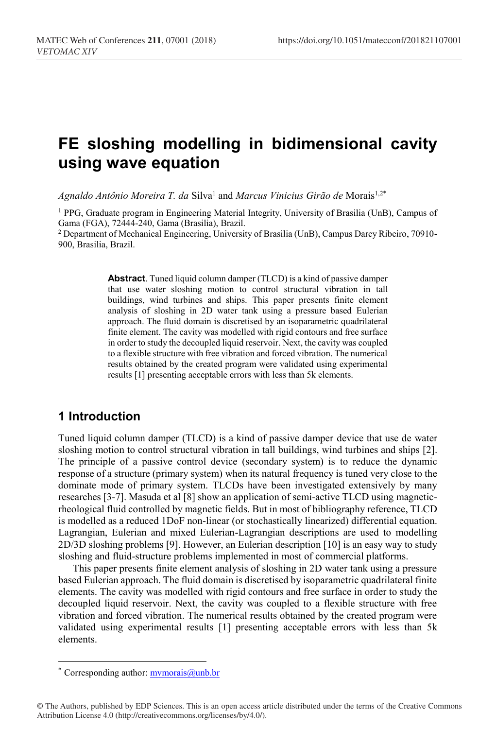# FE sloshing modelling in bidimensional cavity using wave equation

*Agnaldo Antônio Moreira T. da* Silva[1] and *Marcus Vinicius Girão de* Morais[1,2*]

[1] PPG, Graduate program in Engineering Material Integrity, University of Brasilia (UnB), Campus of Gama (FGA), 72444-240, Gama (Brasilia), Brazil.

[2] Department of Mechanical Engineering, University of Brasilia (UnB), Campus Darcy Ribeiro, 70910-900, Brasilia, Brazil.

**Abstract**. Tuned liquid column damper (TLCD) is a kind of passive damper that use water sloshing motion to control structural vibration in tall buildings, wind turbines and ships. This paper presents finite element analysis of sloshing in 2D water tank using a pressure based Eulerian approach. The fluid domain is discretised by an isoparametric quadrilateral finite element. The cavity was modelled with rigid contours and free surface in order to study the decoupled liquid reservoir. Next, the cavity was coupled to a flexible structure with free vibration and forced vibration. The numerical results obtained by the created program were validated using experimental results [1] presenting acceptable errors with less than 5k elements.

## 1 Introduction

Tuned liquid column damper (TLCD) is a kind of passive damper device that use de water sloshing motion to control structural vibration in tall buildings, wind turbines and ships [2]. The principle of a passive control device (secondary system) is to reduce the dynamic response of a structure (primary system) when its natural frequency is tuned very close to the dominate mode of primary system. TLCDs have been investigated extensively by many researches [3-7]. Masuda et al [8] show an application of semi-active TLCD using magnetic-rheological fluid controlled by magnetic fields. But in most of bibliography reference, TLCD is modelled as a reduced 1DoF non-linear (or stochastically linearized) differential equation. Lagrangian, Eulerian and mixed Eulerian-Lagrangian descriptions are used to modelling 2D/3D sloshing problems [9]. However, an Eulerian description [10] is an easy way to study sloshing and fluid-structure problems implemented in most of commercial platforms.

This paper presents finite element analysis of sloshing in 2D water tank using a pressure based Eulerian approach. The fluid domain is discretised by isoparametric quadrilateral finite elements. The cavity was modelled with rigid contours and free surface in order to study the decoupled liquid reservoir. Next, the cavity was coupled to a flexible structure with free vibration and forced vibration. The numerical results obtained by the created program were validated using experimental results [1] presenting acceptable errors with less than 5k elements.

* Corresponding author: mvmorais@unb.br

© The Authors, published by EDP Sciences. This is an open access article distributed under the terms of the Creative Commons Attribution License 4.0 (http://creativecommons.org/licenses/by/4.0/).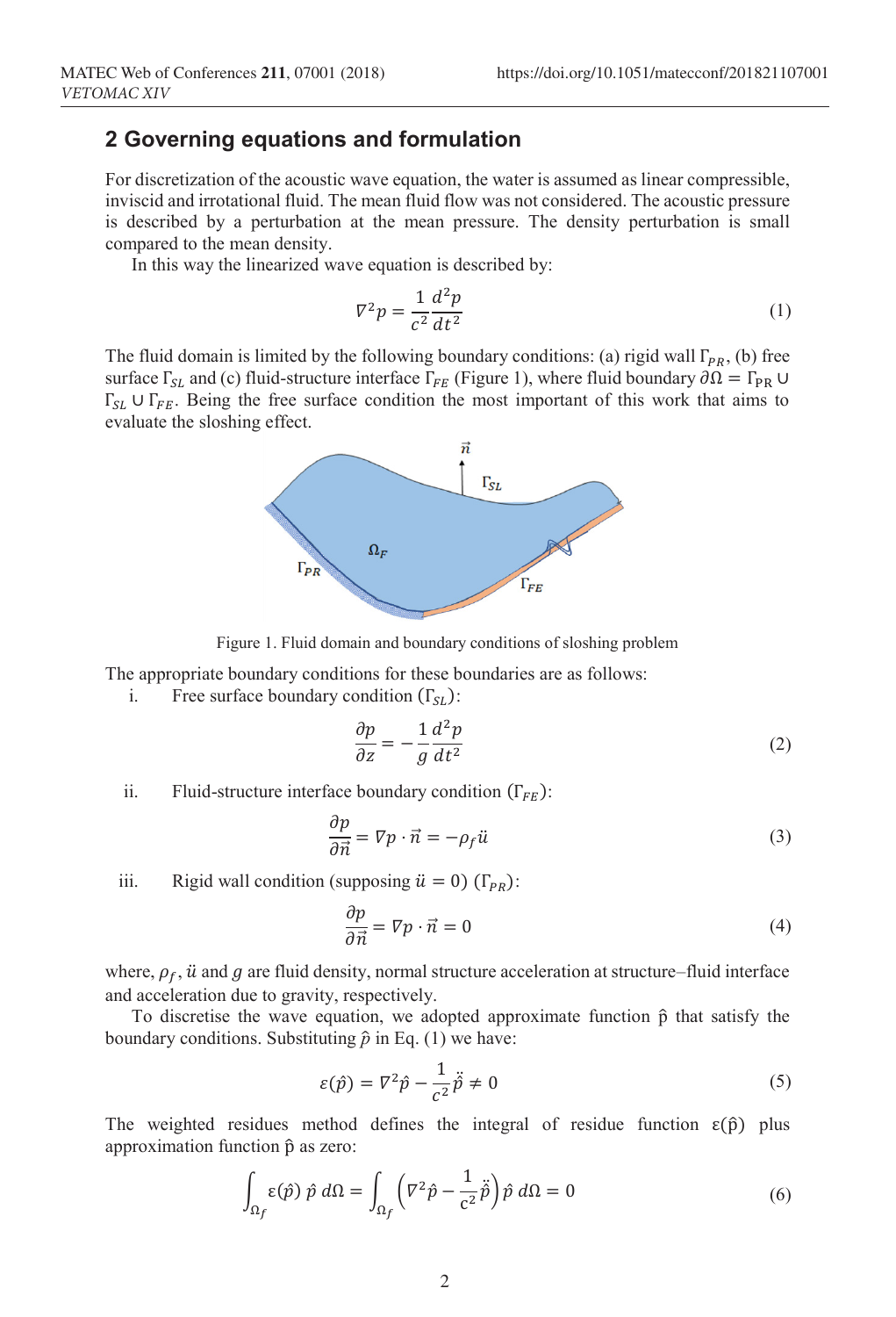## 2 Governing equations and formulation

For discretization of the acoustic wave equation, the water is assumed as linear compressible, inviscid and irrotational fluid. The mean fluid flow was not considered. The acoustic pressure is described by a perturbation at the mean pressure. The density perturbation is small compared to the mean density.

In this way the linearized wave equation is described by:

$$\nabla^2 p = \frac{1}{c^2}\frac{d^2 p}{dt^2} \tag{1}$$

The fluid domain is limited by the following boundary conditions: (a) rigid wall $\Gamma_{PR}$, (b) free surface $\Gamma_{SL}$ and (c) fluid-structure interface $\Gamma_{FE}$ (Figure 1), where fluid boundary $\partial\Omega = \Gamma_{PR} \cup \Gamma_{SL} \cup \Gamma_{FE}$. Being the free surface condition the most important of this work that aims to evaluate the sloshing effect.

Figure 1. Fluid domain and boundary conditions of sloshing problem

The appropriate boundary conditions for these boundaries are as follows:

i. Free surface boundary condition ($\Gamma_{SL}$):

$$\frac{\partial p}{\partial z} = -\frac{1}{g}\frac{d^2 p}{dt^2} \tag{2}$$

ii. Fluid-structure interface boundary condition ($\Gamma_{FE}$):

$$\frac{\partial p}{\partial \vec{n}} = \nabla p \cdot \vec{n} = -\rho_f \ddot{u} \tag{3}$$

iii. Rigid wall condition (supposing $\ddot{u} = 0$) ($\Gamma_{PR}$):

$$\frac{\partial p}{\partial \vec{n}} = \nabla p \cdot \vec{n} = 0 \tag{4}$$

where, $\rho_f$, $\ddot{u}$ and $g$ are fluid density, normal structure acceleration at structure–fluid interface and acceleration due to gravity, respectively.

To discretise the wave equation, we adopted approximate function $\hat{p}$ that satisfy the boundary conditions. Substituting $\hat{p}$ in Eq. (1) we have:

$$\varepsilon(\hat{p}) = \nabla^2 \hat{p} - \frac{1}{c^2}\ddot{\hat{p}} \neq 0 \tag{5}$$

The weighted residues method defines the integral of residue function $\varepsilon(\hat{p})$ plus approximation function $\hat{p}$ as zero:

$$\int_{\Omega_f} \varepsilon(\hat{p})\, \hat{p}\, d\Omega = \int_{\Omega_f} \left(\nabla^2 \hat{p} - \frac{1}{c^2}\ddot{\hat{p}}\right) \hat{p}\, d\Omega = 0 \tag{6}$$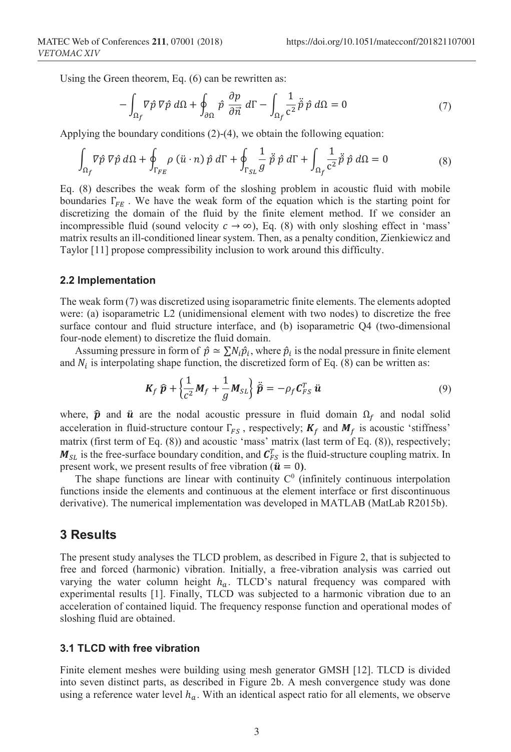Using the Green theorem, Eq. (6) can be rewritten as:

$$-\int_{\Omega_f} \nabla \hat{p}\, \nabla \hat{p}\; d\Omega + \oint_{\partial\Omega} \hat{p}\; \frac{\partial p}{\partial \vec{n}}\; d\Gamma - \int_{\Omega_f} \frac{1}{c^2} \ddot{\hat{p}}\, \hat{p}\; d\Omega = 0 \tag{7}$$

Applying the boundary conditions (2)-(4), we obtain the following equation:

$$\int_{\Omega_f} \nabla \hat{p}\, \nabla \hat{p}\; d\Omega + \oint_{\Gamma_{FE}} \rho\, (\ddot{u} \cdot n)\, \hat{p}\; d\Gamma + \oint_{\Gamma_{SL}} \frac{1}{g}\, \ddot{\hat{p}}\, \hat{p}\; d\Gamma + \int_{\Omega_f} \frac{1}{c^2} \ddot{\hat{p}}\, \hat{p}\; d\Omega = 0 \tag{8}$$

Eq. (8) describes the weak form of the sloshing problem in acoustic fluid with mobile boundaries $\Gamma_{FE}$ . We have the weak form of the equation which is the starting point for discretizing the domain of the fluid by the finite element method. If we consider an incompressible fluid (sound velocity $c \to \infty$), Eq. (8) with only sloshing effect in 'mass' matrix results an ill-conditioned linear system. Then, as a penalty condition, Zienkiewicz and Taylor [11] propose compressibility inclusion to work around this difficulty.

### 2.2 Implementation

The weak form (7) was discretized using isoparametric finite elements. The elements adopted were: (a) isoparametric L2 (unidimensional element with two nodes) to discretize the free surface contour and fluid structure interface, and (b) isoparametric Q4 (two-dimensional four-node element) to discretize the fluid domain.

Assuming pressure in form of $\hat{p} \simeq \sum N_i \hat{p}_i$, where $\hat{p}_i$ is the nodal pressure in finite element and $N_i$ is interpolating shape function, the discretized form of Eq. (8) can be written as:

$$\boldsymbol{K}_f\, \widehat{\boldsymbol{p}} + \left\{ \frac{1}{c^2} \boldsymbol{M}_f + \frac{1}{g} \boldsymbol{M}_{SL} \right\} \ddot{\widehat{\boldsymbol{p}}} = -\rho_f \boldsymbol{C}_{FS}^T\, \ddot{\boldsymbol{u}} \tag{9}$$

where, $\widehat{\boldsymbol{p}}$ and $\ddot{\boldsymbol{u}}$ are the nodal acoustic pressure in fluid domain $\Omega_f$ and nodal solid acceleration in fluid-structure contour $\Gamma_{FS}$ , respectively; $\boldsymbol{K}_f$ and $\boldsymbol{M}_f$ is acoustic 'stiffness' matrix (first term of Eq. (8)) and acoustic 'mass' matrix (last term of Eq. (8)), respectively; $\boldsymbol{M}_{SL}$ is the free-surface boundary condition, and $\boldsymbol{C}_{FS}^T$ is the fluid-structure coupling matrix. In present work, we present results of free vibration ($\ddot{\boldsymbol{u}} = 0$).

The shape functions are linear with continuity $C^0$ (infinitely continuous interpolation functions inside the elements and continuous at the element interface or first discontinuous derivative). The numerical implementation was developed in MATLAB (MatLab R2015b).

## 3 Results

The present study analyses the TLCD problem, as described in Figure 2, that is subjected to free and forced (harmonic) vibration. Initially, a free-vibration analysis was carried out varying the water column height $h_a$. TLCD's natural frequency was compared with experimental results [1]. Finally, TLCD was subjected to a harmonic vibration due to an acceleration of contained liquid. The frequency response function and operational modes of sloshing fluid are obtained.

### 3.1 TLCD with free vibration

Finite element meshes were building using mesh generator GMSH [12]. TLCD is divided into seven distinct parts, as described in Figure 2b. A mesh convergence study was done using a reference water level $h_a$. With an identical aspect ratio for all elements, we observe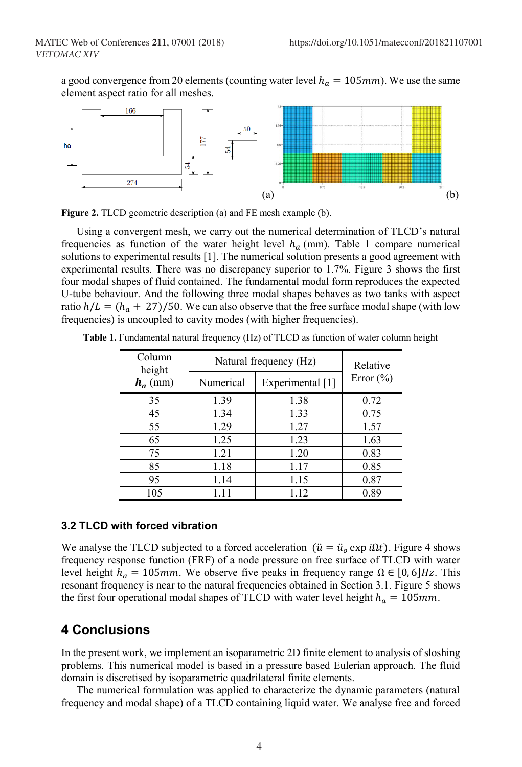a good convergence from 20 elements (counting water level $h_a = 105mm$). We use the same element aspect ratio for all meshes.

**Figure 2.** TLCD geometric description (a) and FE mesh example (b).

Using a convergent mesh, we carry out the numerical determination of TLCD's natural frequencies as function of the water height level $h_a$ (mm). Table 1 compare numerical solutions to experimental results [1]. The numerical solution presents a good agreement with experimental results. There was no discrepancy superior to 1.7%. Figure 3 shows the first four modal shapes of fluid contained. The fundamental modal form reproduces the expected U-tube behaviour. And the following three modal shapes behaves as two tanks with aspect ratio $h/L = (h_a + 27)/50$. We can also observe that the free surface modal shape (with low frequencies) is uncoupled to cavity modes (with higher frequencies).

**Table 1.** Fundamental natural frequency (Hz) of TLCD as function of water column height

| Column height $h_a$ (mm) | Natural frequency (Hz) | | Relative Error (%) |
|---|---|---|---|
| | Numerical | Experimental [1] | |
| 35 | 1.39 | 1.38 | 0.72 |
| 45 | 1.34 | 1.33 | 0.75 |
| 55 | 1.29 | 1.27 | 1.57 |
| 65 | 1.25 | 1.23 | 1.63 |
| 75 | 1.21 | 1.20 | 0.83 |
| 85 | 1.18 | 1.17 | 0.85 |
| 95 | 1.14 | 1.15 | 0.87 |
| 105 | 1.11 | 1.12 | 0.89 |

### 3.2 TLCD with forced vibration

We analyse the TLCD subjected to a forced acceleration $(\ddot{u} = \ddot{u}_o \exp i\Omega t)$. Figure 4 shows frequency response function (FRF) of a node pressure on free surface of TLCD with water level height $h_a = 105mm$. We observe five peaks in frequency range $\Omega \in [0, 6]Hz$. This resonant frequency is near to the natural frequencies obtained in Section 3.1. Figure 5 shows the first four operational modal shapes of TLCD with water level height $h_a = 105mm$.

## 4 Conclusions

In the present work, we implement an isoparametric 2D finite element to analysis of sloshing problems. This numerical model is based in a pressure based Eulerian approach. The fluid domain is discretised by isoparametric quadrilateral finite elements.

The numerical formulation was applied to characterize the dynamic parameters (natural frequency and modal shape) of a TLCD containing liquid water. We analyse free and forced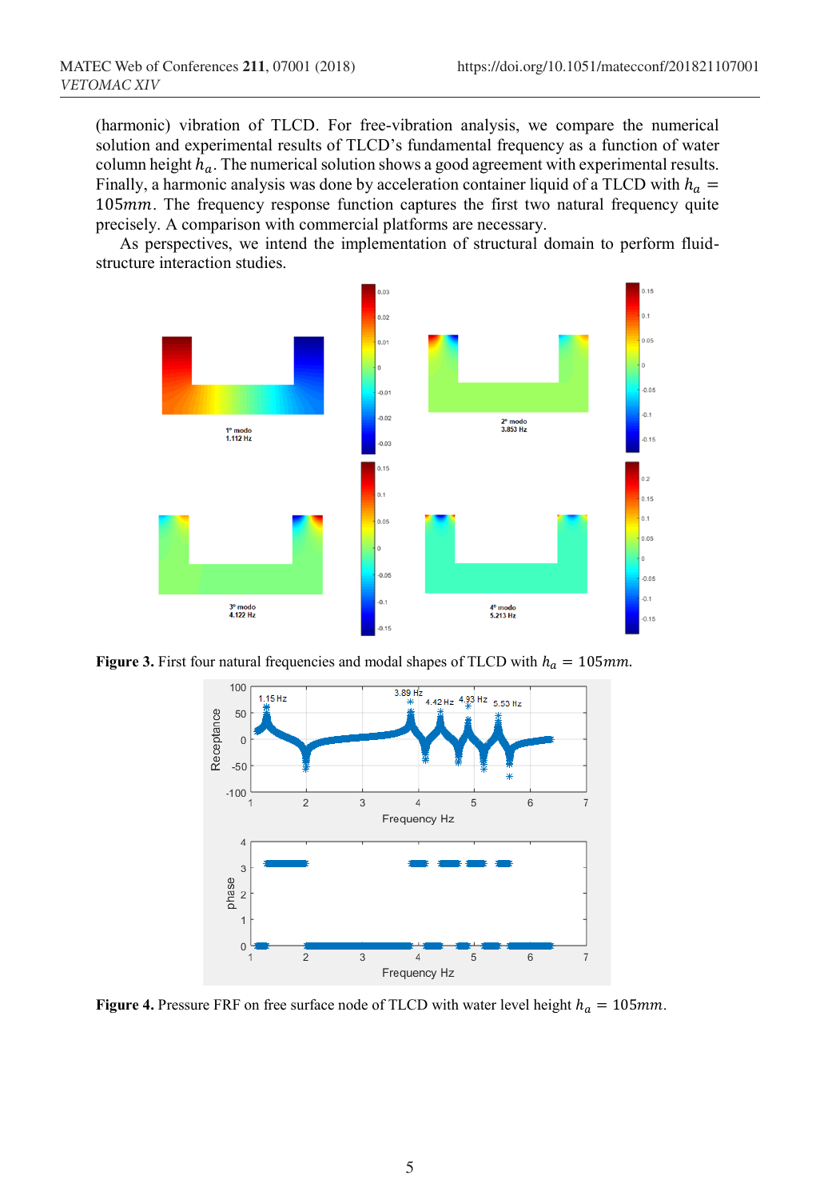(harmonic) vibration of TLCD. For free-vibration analysis, we compare the numerical solution and experimental results of TLCD's fundamental frequency as a function of water column height $h_a$. The numerical solution shows a good agreement with experimental results. Finally, a harmonic analysis was done by acceleration container liquid of a TLCD with $h_a = 105mm$. The frequency response function captures the first two natural frequency quite precisely. A comparison with commercial platforms are necessary.

As perspectives, we intend the implementation of structural domain to perform fluid-structure interaction studies.

**Figure 3.** First four natural frequencies and modal shapes of TLCD with $h_a = 105mm$.

**Figure 4.** Pressure FRF on free surface node of TLCD with water level height $h_a = 105mm$.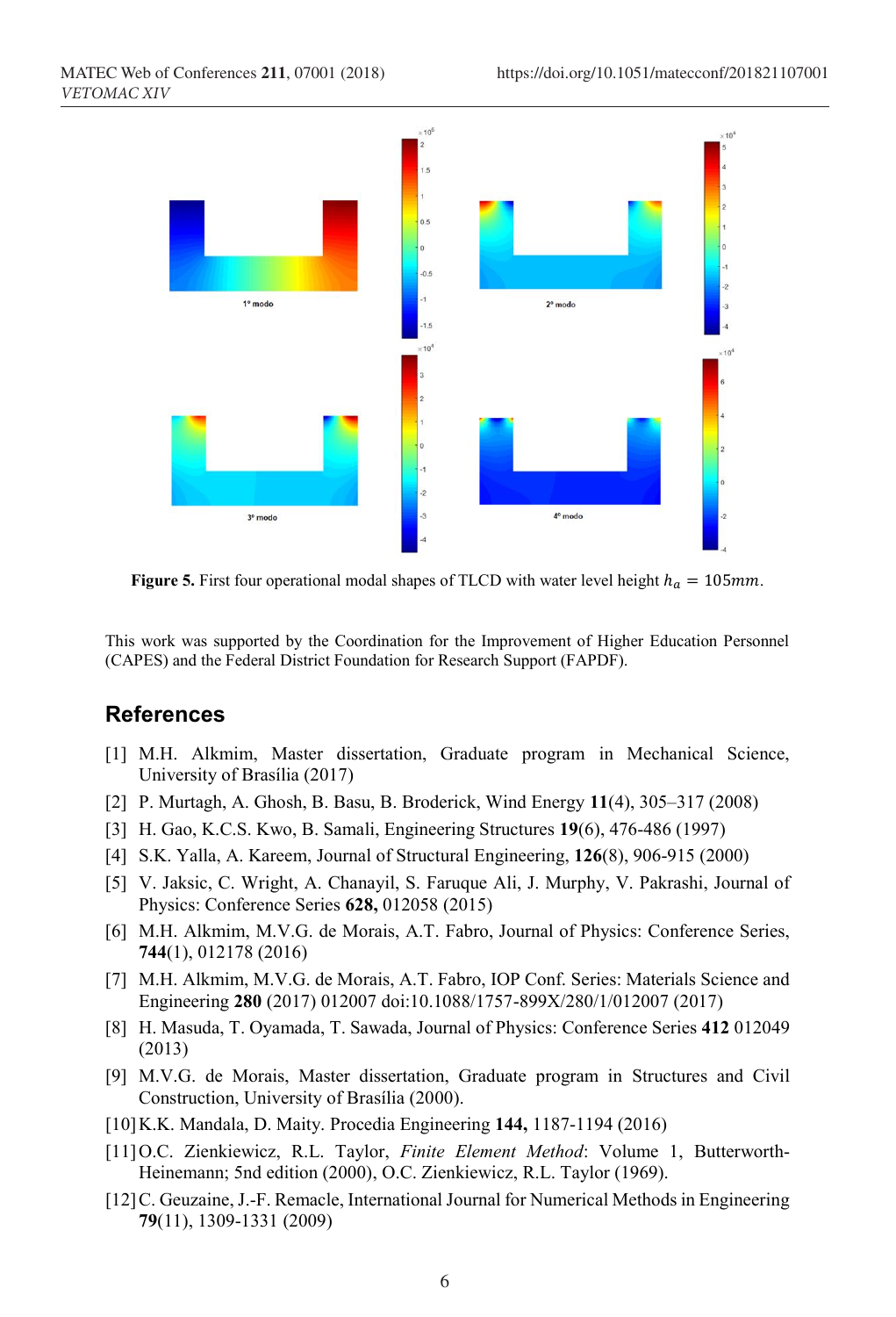1° modo

2° modo

3° modo

4° modo

×10^6
2
1.5
1
0.5
0
-0.5
-1
-1.5

×10^4
5
4
3
2
1
0
-1
-2
-3
-4

×10^4
3
2
1
0
-1
-2
-3
-4

×10^4
6
4
2
0
-2
-4

**Figure 5.** First four operational modal shapes of TLCD with water level height $h_a = 105mm$.

This work was supported by the Coordination for the Improvement of Higher Education Personnel (CAPES) and the Federal District Foundation for Research Support (FAPDF).

## References

[1] M.H. Alkmim, Master dissertation, Graduate program in Mechanical Science, University of Brasília (2017)

[2] P. Murtagh, A. Ghosh, B. Basu, B. Broderick, Wind Energy **11**(4), 305–317 (2008)

[3] H. Gao, K.C.S. Kwo, B. Samali, Engineering Structures **19**(6), 476-486 (1997)

[4] S.K. Yalla, A. Kareem, Journal of Structural Engineering, **126**(8), 906-915 (2000)

[5] V. Jaksic, C. Wright, A. Chanayil, S. Faruque Ali, J. Murphy, V. Pakrashi, Journal of Physics: Conference Series **628,** 012058 (2015)

[6] M.H. Alkmim, M.V.G. de Morais, A.T. Fabro, Journal of Physics: Conference Series, **744**(1), 012178 (2016)

[7] M.H. Alkmim, M.V.G. de Morais, A.T. Fabro, IOP Conf. Series: Materials Science and Engineering **280** (2017) 012007 doi:10.1088/1757-899X/280/1/012007 (2017)

[8] H. Masuda, T. Oyamada, T. Sawada, Journal of Physics: Conference Series **412** 012049 (2013)

[9] M.V.G. de Morais, Master dissertation, Graduate program in Structures and Civil Construction, University of Brasília (2000).

[10] K.K. Mandala, D. Maity. Procedia Engineering **144,** 1187-1194 (2016)

[11] O.C. Zienkiewicz, R.L. Taylor, *Finite Element Method*: Volume 1, Butterworth-Heinemann; 5nd edition (2000), O.C. Zienkiewicz, R.L. Taylor (1969).

[12] C. Geuzaine, J.-F. Remacle, International Journal for Numerical Methods in Engineering **79**(11), 1309-1331 (2009)